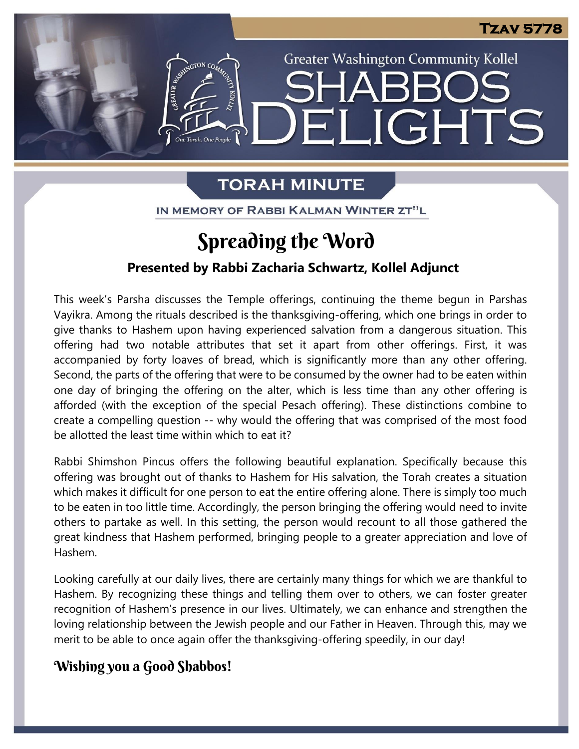# Tzav 5778

Greater Washington Community Kollel

# Shabbos Delights

## Torah Minute

IN MEMORY OF RABBI KALMAN WINTER ZT"L

# Spreading the Word

**Presented by Rabbi Zacharia Schwartz, Kollel Adjunct**

This week's Parsha discusses the Temple offerings, continuing the theme begun in Parshas Vayikra. Among the rituals described is the thanksgiving-offering, which one brings in order to give thanks to Hashem upon having experienced salvation from a dangerous situation. This offering had two notable attributes that set it apart from other offerings. First, it was accompanied by forty loaves of bread, which is significantly more than any other offering. Second, the parts of the offering that were to be consumed by the owner had to be eaten within one day of bringing the offering on the alter, which is less time than any other offering is afforded (with the exception of the special Pesach offering). These distinctions combine to create a compelling question -- why would the offering that was comprised of the most food be allotted the least time within which to eat it?

Rabbi Shimshon Pincus offers the following beautiful explanation. Specifically because this offering was brought out of thanks to Hashem for His salvation, the Torah creates a situation which makes it difficult for one person to eat the entire offering alone. There is simply too much to be eaten in too little time. Accordingly, the person bringing the offering would need to invite others to partake as well. In this setting, the person would recount to all those gathered the great kindness that Hashem performed, bringing people to a greater appreciation and love of Hashem.

Looking carefully at our daily lives, there are certainly many things for which we are thankful to Hashem. By recognizing these things and telling them over to others, we can foster greater recognition of Hashem's presence in our lives. Ultimately, we can enhance and strengthen the loving relationship between the Jewish people and our Father in Heaven. Through this, may we merit to be able to once again offer the thanksgiving-offering speedily, in our day!

**Wishing you a Good Shabbos!**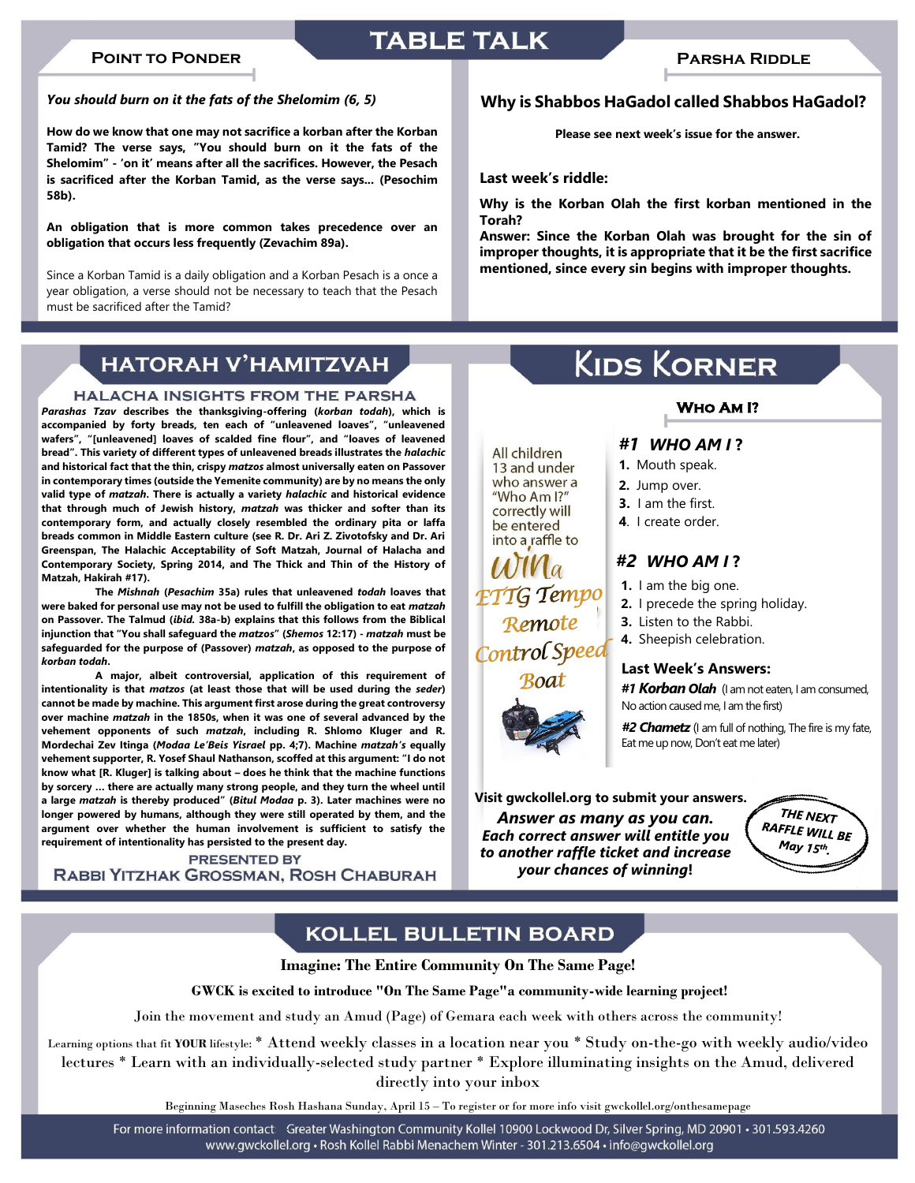# TABLE TALK

## Point to Ponder

***You should burn on it the fats of the Shelomim (6, 5)***

**How do we know that one may not sacrifice a korban after the Korban Tamid? The verse says, "You should burn on it the fats of the Shelomim" - 'on it' means after all the sacrifices. However, the Pesach is sacrificed after the Korban Tamid, as the verse says... (Pesochim 58b).**

**An obligation that is more common takes precedence over an obligation that occurs less frequently (Zevachim 89a).**

Since a Korban Tamid is a daily obligation and a Korban Pesach is a once a year obligation, a verse should not be necessary to teach that the Pesach must be sacrificed after the Tamid?

## Parsha Riddle

**Why is Shabbos HaGadol called Shabbos HaGadol?**

**Please see next week's issue for the answer.**

**Last week's riddle:**

**Why is the Korban Olah the first korban mentioned in the Torah?**

**Answer: Since the Korban Olah was brought for the sin of improper thoughts, it is appropriate that it be the first sacrifice mentioned, since every sin begins with improper thoughts.**

# HATORAH V'HAMITZVAH

## HALACHA INSIGHTS FROM THE PARSHA

***Parashas Tzav* describes the thanksgiving-offering (*korban todah*), which is accompanied by forty breads, ten each of "unleavened loaves", "unleavened wafers", "[unleavened] loaves of scalded fine flour", and "loaves of leavened bread". This variety of different types of unleavened breads illustrates the *halachic* and historical fact that the thin, crispy *matzos* almost universally eaten on Passover in contemporary times (outside the Yemenite community) are by no means the only valid type of *matzah*. There is actually a variety *halachic* and historical evidence that through much of Jewish history, *matzah* was thicker and softer than its contemporary form, and actually closely resembled the ordinary pita or laffa breads common in Middle Eastern culture (see R. Dr. Ari Z. Zivotofsky and Dr. Ari Greenspan, The Halachic Acceptability of Soft Matzah, Journal of Halacha and Contemporary Society, Spring 2014, and The Thick and Thin of the History of Matzah, Hakirah #17).**

**The *Mishnah* (*Pesachim* 35a) rules that unleavened *todah* loaves that were baked for personal use may not be used to fulfill the obligation to eat *matzah* on Passover. The Talmud (*ibid.* 38a-b) explains that this follows from the Biblical injunction that "You shall safeguard the *matzos*" (*Shemos* 12:17) - *matzah* must be safeguarded for the purpose of (Passover) *matzah*, as opposed to the purpose of *korban todah*.**

**A major, albeit controversial, application of this requirement of intentionality is that *matzos* (at least those that will be used during the *seder*) cannot be made by machine. This argument first arose during the great controversy over machine *matzah* in the 1850s, when it was one of several advanced by the vehement opponents of such *matzah*, including R. Shlomo Kluger and R. Mordechai Zev Itinga (*Modaa Le'Beis Yisrael* pp. 4;7). Machine *matzah's* equally vehement supporter, R. Yosef Shaul Nathanson, scoffed at this argument: "I do not know what [R. Kluger] is talking about – does he think that the machine functions by sorcery ... there are actually many strong people, and they turn the wheel until a large *matzah* is thereby produced" (*Bitul Modaa* p. 3). Later machines were no longer powered by humans, although they were still operated by them, and the argument over whether the human involvement is sufficient to satisfy the requirement of intentionality has persisted to the present day.**

PRESENTED BY
RABBI YITZHAK GROSSMAN, ROSH CHABURAH

# KIDS KORNER

## Who Am I?

All children 13 and under who answer a "Who Am I?" correctly will be entered into a raffle to

WIN a ETTG Tempo Remote Control Speed Boat

### #1 WHO AM I ?

1. Mouth speak.
2. Jump over.
3. I am the first.
4. I create order.

### #2 WHO AM I ?

1. I am the big one.
2. I precede the spring holiday.
3. Listen to the Rabbi.
4. Sheepish celebration.

**Last Week's Answers:**

***#1 Korban Olah*** (I am not eaten, I am consumed, No action caused me, I am the first)

***#2 Chametz*** (I am full of nothing, The fire is my fate, Eat me up now, Don't eat me later)

**Visit gwckollel.org to submit your answers.**

***Answer as many as you can. Each correct answer will entitle you to another raffle ticket and increase your chances of winning!***

THE NEXT RAFFLE WILL BE May 15th.

# KOLLEL BULLETIN BOARD

**Imagine: The Entire Community On The Same Page!**

**GWCK is excited to introduce "On The Same Page"a community-wide learning project!**

Join the movement and study an Amud (Page) of Gemara each week with others across the community!

Learning options that fit **YOUR** lifestyle: * Attend weekly classes in a location near you * Study on-the-go with weekly audio/video lectures * Learn with an individually-selected study partner * Explore illuminating insights on the Amud, delivered directly into your inbox

Beginning Maseches Rosh Hashana Sunday, April 15 – To register or for more info visit gwckollel.org/onthesamepage

For more information contact Greater Washington Community Kollel 10900 Lockwood Dr, Silver Spring, MD 20901 • 301.593.4260
www.gwckollel.org • Rosh Kollel Rabbi Menachem Winter - 301.213.6504 • info@gwckollel.org